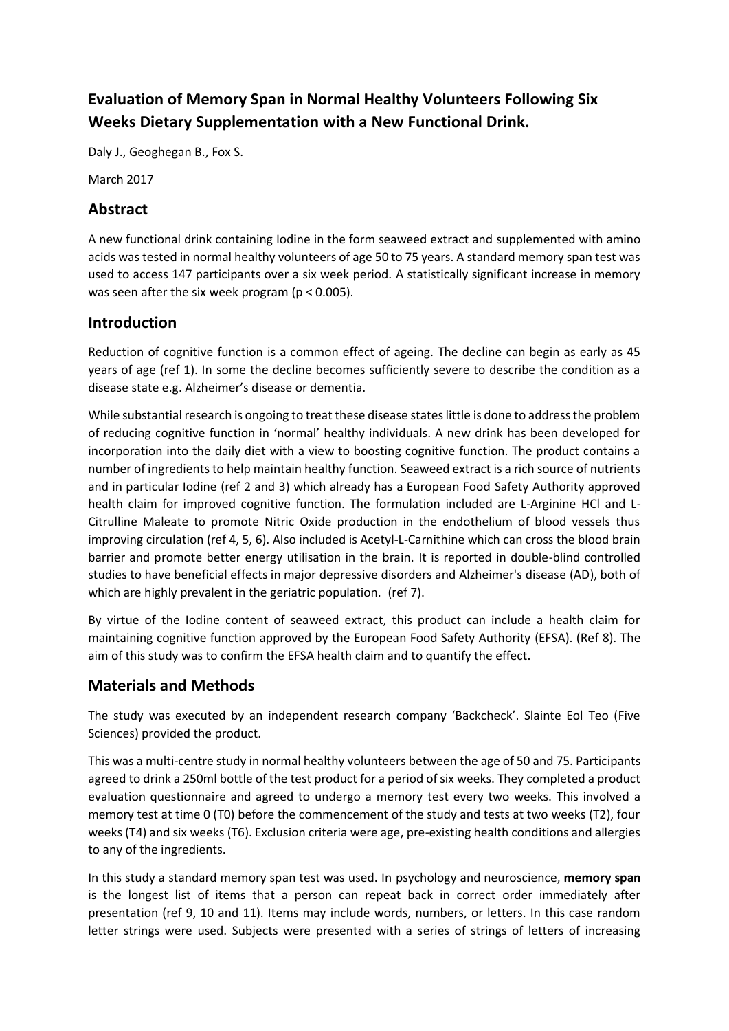## Evaluation of Memory Span in Normal Healthy Volunteers Following Six Weeks Dietary Supplementation with a New Functional Drink.

Daly J., Geoghegan B., Fox S.

March 2017

## Abstract

A new functional drink containing Iodine in the form seaweed extract and supplemented with amino acids was tested in normal healthy volunteers of age 50 to 75 years. A standard memory span test was used to access 147 participants over a six week period. A statistically significant increase in memory was seen after the six week program ($p < 0.005$).

## Introduction

Reduction of cognitive function is a common effect of ageing. The decline can begin as early as 45 years of age (ref 1). In some the decline becomes sufficiently severe to describe the condition as a disease state e.g. Alzheimer's disease or dementia.

While substantial research is ongoing to treat these disease states little is done to address the problem of reducing cognitive function in 'normal' healthy individuals. A new drink has been developed for incorporation into the daily diet with a view to boosting cognitive function. The product contains a number of ingredients to help maintain healthy function. Seaweed extract is a rich source of nutrients and in particular Iodine (ref 2 and 3) which already has a European Food Safety Authority approved health claim for improved cognitive function. The formulation included are L-Arginine HCl and L-Citrulline Maleate to promote Nitric Oxide production in the endothelium of blood vessels thus improving circulation (ref 4, 5, 6). Also included is Acetyl-L-Carnithine which can cross the blood brain barrier and promote better energy utilisation in the brain. It is reported in double-blind controlled studies to have beneficial effects in major depressive disorders and Alzheimer's disease (AD), both of which are highly prevalent in the geriatric population. (ref 7).

By virtue of the Iodine content of seaweed extract, this product can include a health claim for maintaining cognitive function approved by the European Food Safety Authority (EFSA). (Ref 8). The aim of this study was to confirm the EFSA health claim and to quantify the effect.

## Materials and Methods

The study was executed by an independent research company 'Backcheck'. Slainte Eol Teo (Five Sciences) provided the product.

This was a multi-centre study in normal healthy volunteers between the age of 50 and 75. Participants agreed to drink a 250ml bottle of the test product for a period of six weeks. They completed a product evaluation questionnaire and agreed to undergo a memory test every two weeks. This involved a memory test at time 0 (T0) before the commencement of the study and tests at two weeks (T2), four weeks (T4) and six weeks (T6). Exclusion criteria were age, pre-existing health conditions and allergies to any of the ingredients.

In this study a standard memory span test was used. In psychology and neuroscience, **memory span** is the longest list of items that a person can repeat back in correct order immediately after presentation (ref 9, 10 and 11). Items may include words, numbers, or letters. In this case random letter strings were used. Subjects were presented with a series of strings of letters of increasing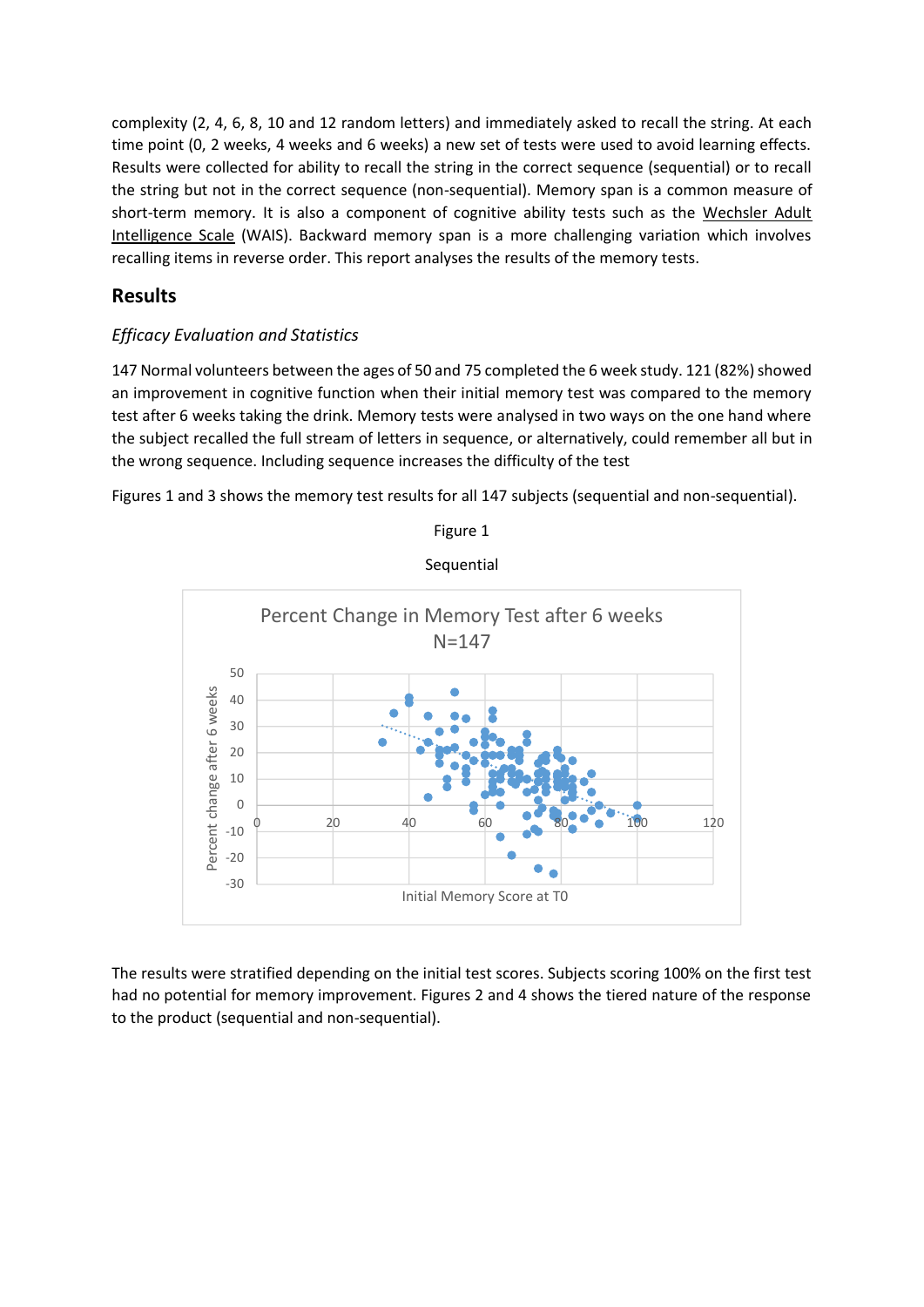complexity (2, 4, 6, 8, 10 and 12 random letters) and immediately asked to recall the string. At each time point (0, 2 weeks, 4 weeks and 6 weeks) a new set of tests were used to avoid learning effects. Results were collected for ability to recall the string in the correct sequence (sequential) or to recall the string but not in the correct sequence (non-sequential). Memory span is a common measure of short-term memory. It is also a component of cognitive ability tests such as the Wechsler Adult Intelligence Scale (WAIS). Backward memory span is a more challenging variation which involves recalling items in reverse order. This report analyses the results of the memory tests.

## Results

### *Efficacy Evaluation and Statistics*

147 Normal volunteers between the ages of 50 and 75 completed the 6 week study. 121 (82%) showed an improvement in cognitive function when their initial memory test was compared to the memory test after 6 weeks taking the drink. Memory tests were analysed in two ways on the one hand where the subject recalled the full stream of letters in sequence, or alternatively, could remember all but in the wrong sequence. Including sequence increases the difficulty of the test

Figures 1 and 3 shows the memory test results for all 147 subjects (sequential and non-sequential).

Figure 1

Sequential

Percent Change in Memory Test after 6 weeks
N=147

(Scatter plot: y-axis "Percent change after 6 weeks" from -30 to 50; x-axis "Initial Memory Score at T0" from 0 to 120)

The results were stratified depending on the initial test scores. Subjects scoring 100% on the first test had no potential for memory improvement. Figures 2 and 4 shows the tiered nature of the response to the product (sequential and non-sequential).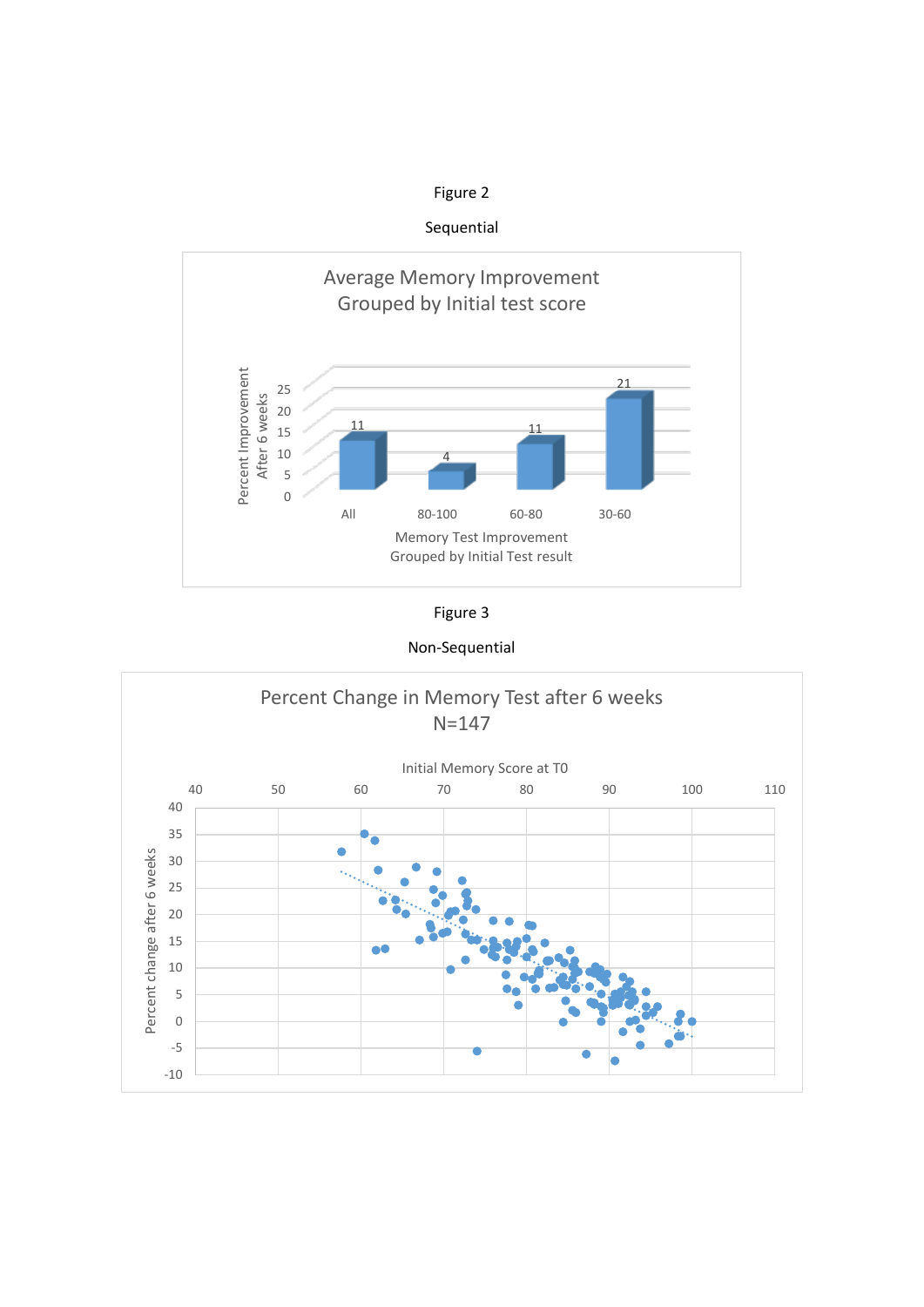Figure 2

Sequential

Average Memory Improvement
Grouped by Initial test score

| Memory Test Improvement Grouped by Initial Test result | Percent Improvement After 6 weeks |
| --- | --- |
| All | 11 |
| 80-100 | 4 |
| 60-80 | 11 |
| 30-60 | 21 |

Figure 3

Non-Sequential

Percent Change in Memory Test after 6 weeks
N=147

Initial Memory Score at T0

Percent change after 6 weeks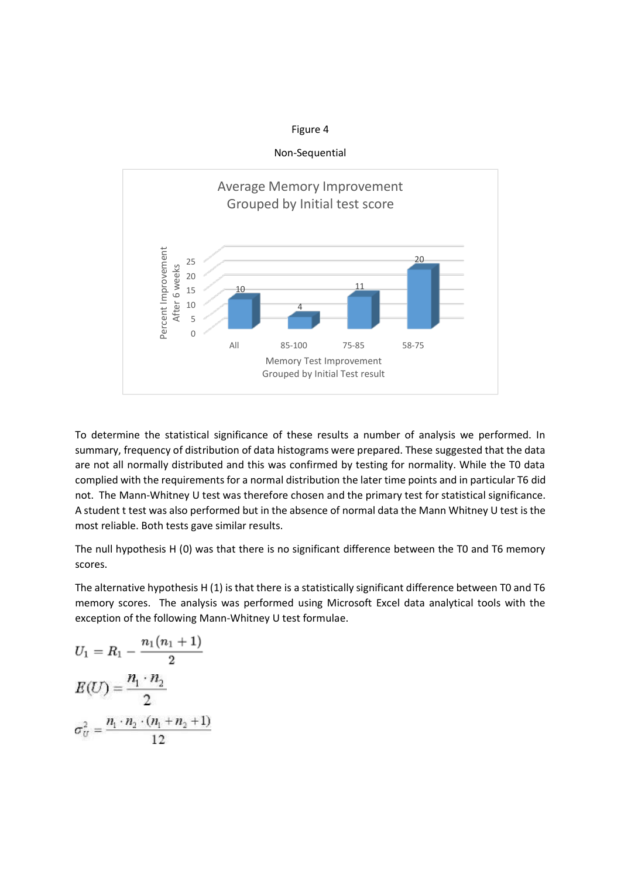Figure 4

Non-Sequential

To determine the statistical significance of these results a number of analysis we performed. In summary, frequency of distribution of data histograms were prepared. These suggested that the data are not all normally distributed and this was confirmed by testing for normality. While the T0 data complied with the requirements for a normal distribution the later time points and in particular T6 did not. The Mann-Whitney U test was therefore chosen and the primary test for statistical significance. A student t test was also performed but in the absence of normal data the Mann Whitney U test is the most reliable. Both tests gave similar results.

The null hypothesis H (0) was that there is no significant difference between the T0 and T6 memory scores.

The alternative hypothesis H (1) is that there is a statistically significant difference between T0 and T6 memory scores. The analysis was performed using Microsoft Excel data analytical tools with the exception of the following Mann-Whitney U test formulae.

$$U_1 = R_1 - \frac{n_1(n_1 + 1)}{2}$$

$$E(U) = \frac{n_1 \cdot n_2}{2}$$

$$\sigma_U^2 = \frac{n_1 \cdot n_2 \cdot (n_1 + n_2 + 1)}{12}$$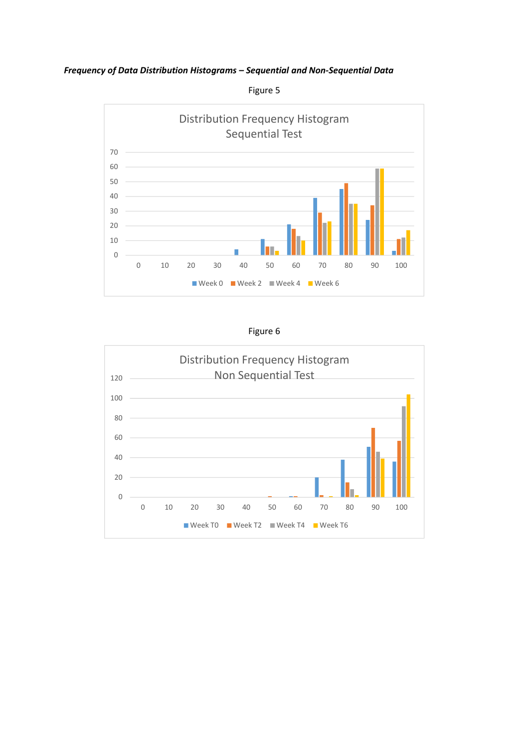***Frequency of Data Distribution Histograms – Sequential and Non-Sequential Data***

Figure 5

Figure 6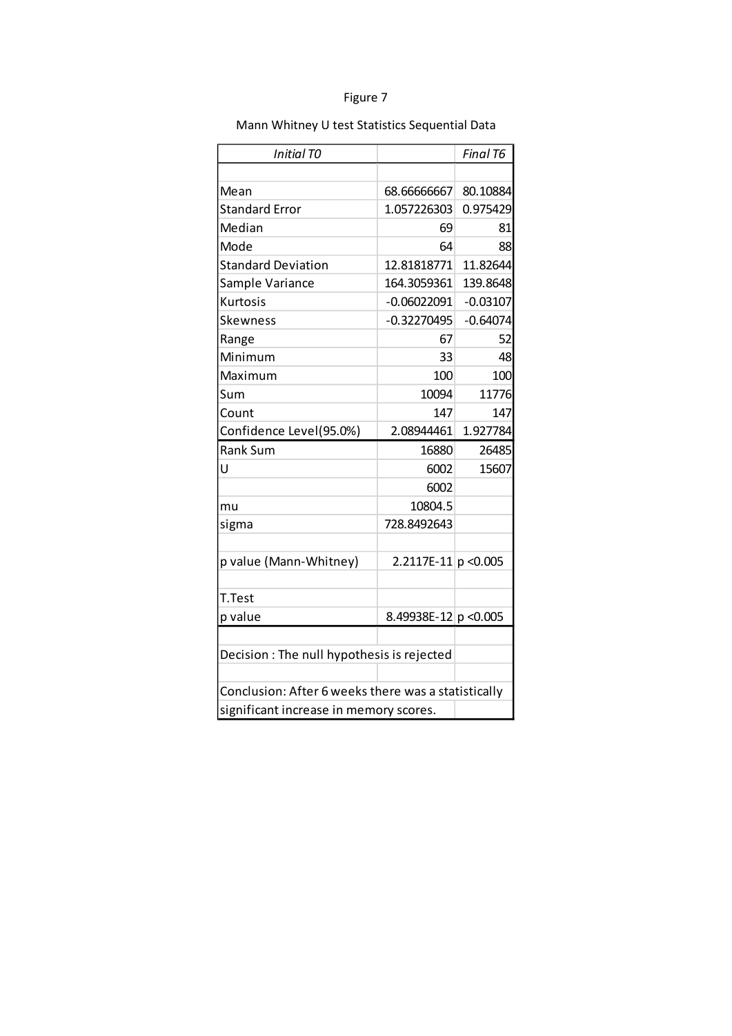Figure 7

Mann Whitney U test Statistics Sequential Data

| *Initial T0* | | *Final T6* |
|---|---|---|
| | | |
| Mean | 68.66666667 | 80.10884 |
| Standard Error | 1.057226303 | 0.975429 |
| Median | 69 | 81 |
| Mode | 64 | 88 |
| Standard Deviation | 12.81818771 | 11.82644 |
| Sample Variance | 164.3059361 | 139.8648 |
| Kurtosis | -0.06022091 | -0.03107 |
| Skewness | -0.32270495 | -0.64074 |
| Range | 67 | 52 |
| Minimum | 33 | 48 |
| Maximum | 100 | 100 |
| Sum | 10094 | 11776 |
| Count | 147 | 147 |
| Confidence Level(95.0%) | 2.08944461 | 1.927784 |
| Rank Sum | 16880 | 26485 |
| U | 6002 | 15607 |
| | 6002 | |
| mu | 10804.5 | |
| sigma | 728.8492643 | |
| | | |
| p value (Mann-Whitney) | 2.2117E-11 | p <0.005 |
| | | |
| T.Test | | |
| p value | 8.49938E-12 | p <0.005 |
| | | |
| Decision : The null hypothesis is rejected | | |
| | | |
| Conclusion: After 6 weeks there was a statistically significant increase in memory scores. | | |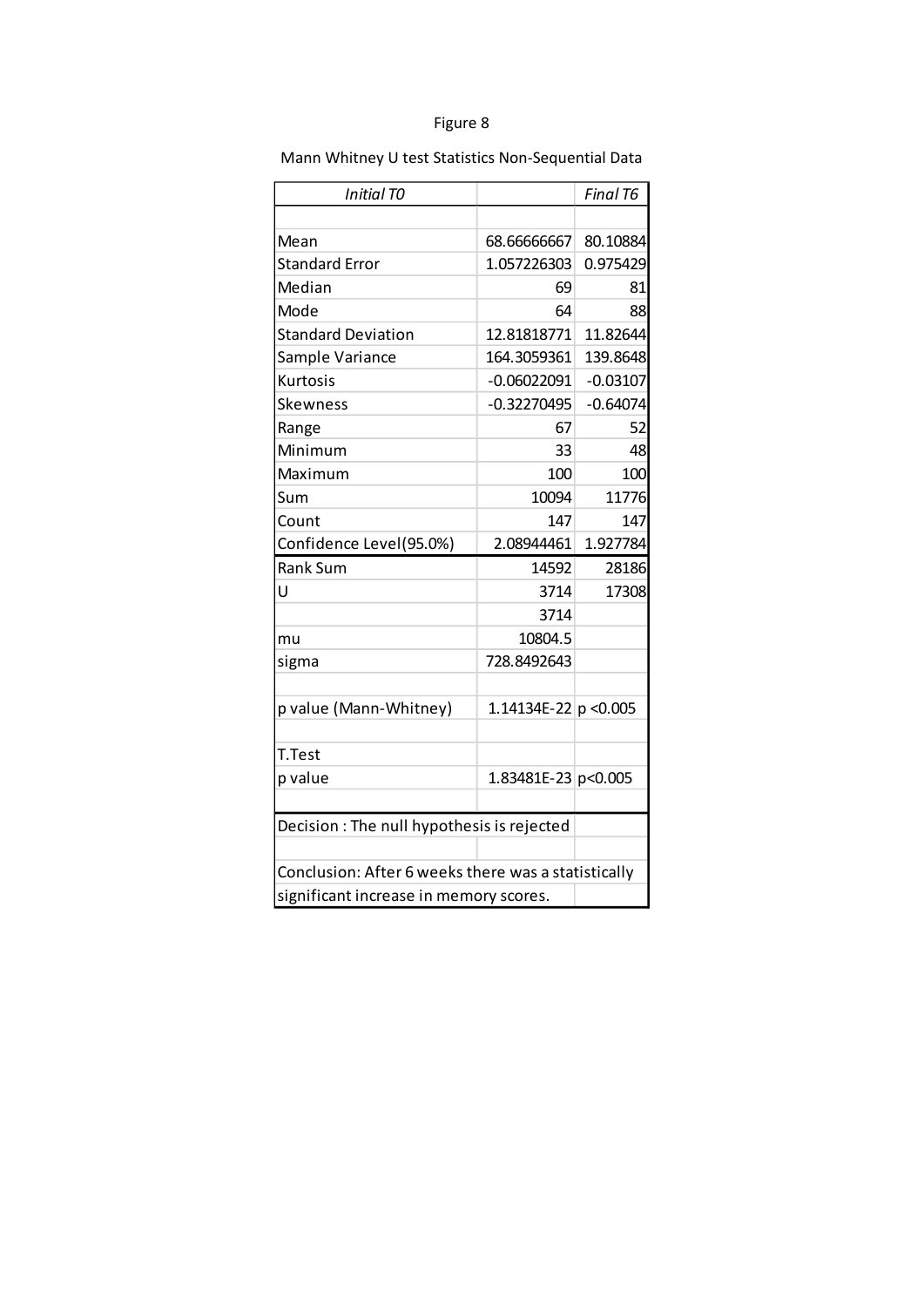Figure 8

Mann Whitney U test Statistics Non-Sequential Data

| *Initial T0* | | *Final T6* |
|---|---|---|
| | | |
| Mean | 68.66666667 | 80.10884 |
| Standard Error | 1.057226303 | 0.975429 |
| Median | 69 | 81 |
| Mode | 64 | 88 |
| Standard Deviation | 12.81818771 | 11.82644 |
| Sample Variance | 164.3059361 | 139.8648 |
| Kurtosis | -0.06022091 | -0.03107 |
| Skewness | -0.32270495 | -0.64074 |
| Range | 67 | 52 |
| Minimum | 33 | 48 |
| Maximum | 100 | 100 |
| Sum | 10094 | 11776 |
| Count | 147 | 147 |
| Confidence Level(95.0%) | 2.08944461 | 1.927784 |
| Rank Sum | 14592 | 28186 |
| U | 3714 | 17308 |
| | 3714 | |
| mu | 10804.5 | |
| sigma | 728.8492643 | |
| | | |
| p value (Mann-Whitney) | 1.14134E-22 | p <0.005 |
| | | |
| T.Test | | |
| p value | 1.83481E-23 | p<0.005 |
| | | |
| Decision : The null hypothesis is rejected | | |
| | | |
| Conclusion: After 6 weeks there was a statistically significant increase in memory scores. | | |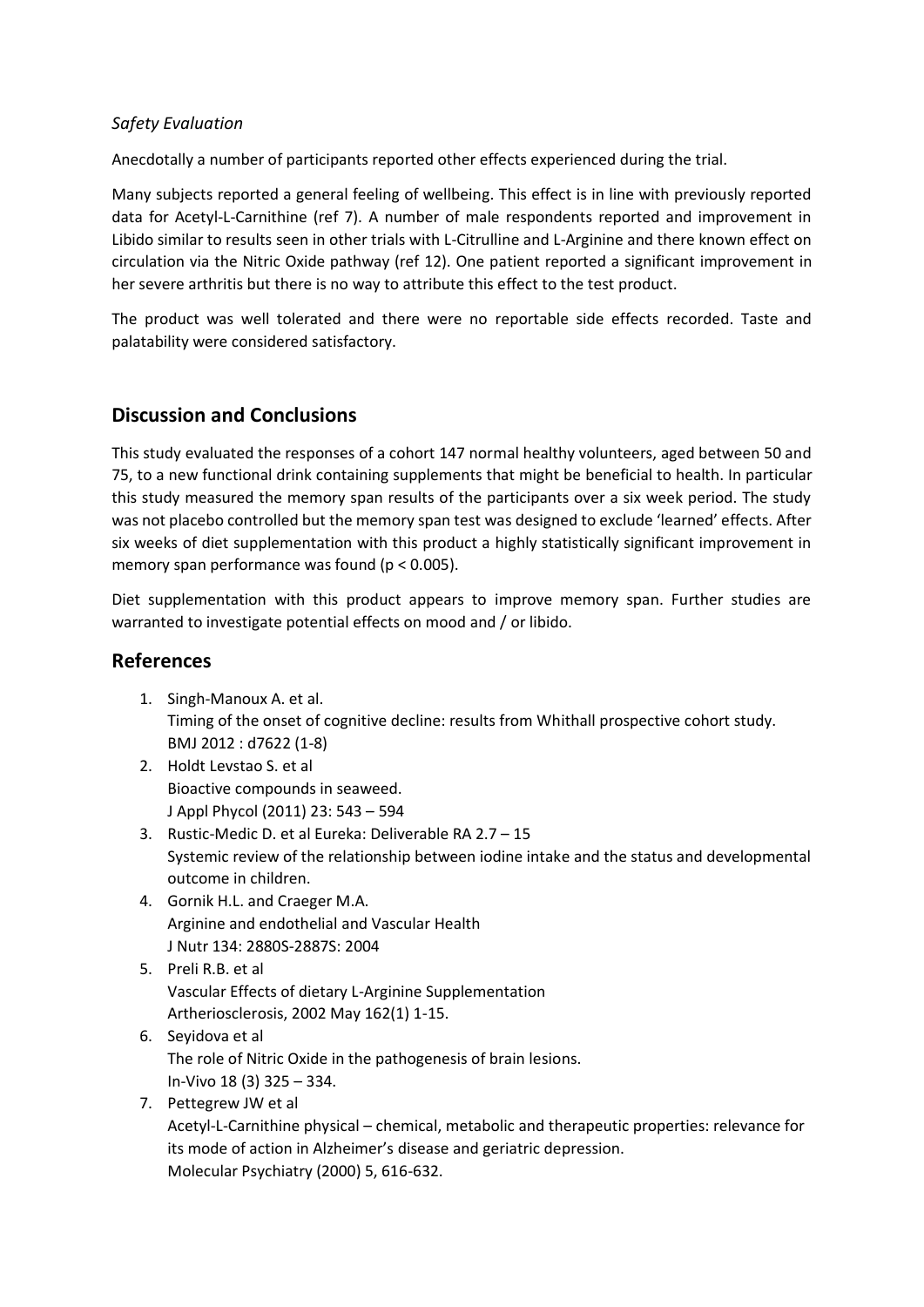*Safety Evaluation*

Anecdotally a number of participants reported other effects experienced during the trial.

Many subjects reported a general feeling of wellbeing. This effect is in line with previously reported data for Acetyl-L-Carnithine (ref 7). A number of male respondents reported and improvement in Libido similar to results seen in other trials with L-Citrulline and L-Arginine and there known effect on circulation via the Nitric Oxide pathway (ref 12). One patient reported a significant improvement in her severe arthritis but there is no way to attribute this effect to the test product.

The product was well tolerated and there were no reportable side effects recorded. Taste and palatability were considered satisfactory.

## Discussion and Conclusions

This study evaluated the responses of a cohort 147 normal healthy volunteers, aged between 50 and 75, to a new functional drink containing supplements that might be beneficial to health. In particular this study measured the memory span results of the participants over a six week period. The study was not placebo controlled but the memory span test was designed to exclude 'learned' effects. After six weeks of diet supplementation with this product a highly statistically significant improvement in memory span performance was found ($p < 0.005$).

Diet supplementation with this product appears to improve memory span. Further studies are warranted to investigate potential effects on mood and / or libido.

## References

1. Singh-Manoux A. et al.
   Timing of the onset of cognitive decline: results from Whithall prospective cohort study.
   BMJ 2012 : d7622 (1-8)
2. Holdt Levstao S. et al
   Bioactive compounds in seaweed.
   J Appl Phycol (2011) 23: 543 – 594
3. Rustic-Medic D. et al Eureka: Deliverable RA 2.7 – 15
   Systemic review of the relationship between iodine intake and the status and developmental outcome in children.
4. Gornik H.L. and Craeger M.A.
   Arginine and endothelial and Vascular Health
   J Nutr 134: 2880S-2887S: 2004
5. Preli R.B. et al
   Vascular Effects of dietary L-Arginine Supplementation
   Artheriosclerosis, 2002 May 162(1) 1-15.
6. Seyidova et al
   The role of Nitric Oxide in the pathogenesis of brain lesions.
   In-Vivo 18 (3) 325 – 334.
7. Pettegrew JW et al
   Acetyl-L-Carnithine physical – chemical, metabolic and therapeutic properties: relevance for its mode of action in Alzheimer's disease and geriatric depression.
   Molecular Psychiatry (2000) 5, 616-632.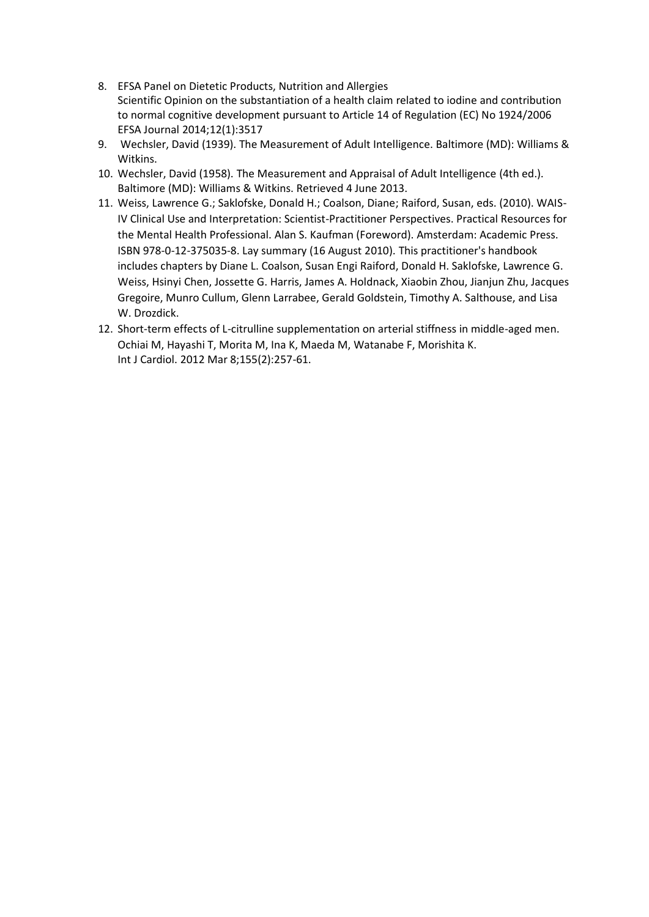8. EFSA Panel on Dietetic Products, Nutrition and Allergies
   Scientific Opinion on the substantiation of a health claim related to iodine and contribution to normal cognitive development pursuant to Article 14 of Regulation (EC) No 1924/2006
   EFSA Journal 2014;12(1):3517
9. Wechsler, David (1939). The Measurement of Adult Intelligence. Baltimore (MD): Williams & Witkins.
10. Wechsler, David (1958). The Measurement and Appraisal of Adult Intelligence (4th ed.). Baltimore (MD): Williams & Witkins. Retrieved 4 June 2013.
11. Weiss, Lawrence G.; Saklofske, Donald H.; Coalson, Diane; Raiford, Susan, eds. (2010). WAIS-IV Clinical Use and Interpretation: Scientist-Practitioner Perspectives. Practical Resources for the Mental Health Professional. Alan S. Kaufman (Foreword). Amsterdam: Academic Press. ISBN 978-0-12-375035-8. Lay summary (16 August 2010). This practitioner's handbook includes chapters by Diane L. Coalson, Susan Engi Raiford, Donald H. Saklofske, Lawrence G. Weiss, Hsinyi Chen, Jossette G. Harris, James A. Holdnack, Xiaobin Zhou, Jianjun Zhu, Jacques Gregoire, Munro Cullum, Glenn Larrabee, Gerald Goldstein, Timothy A. Salthouse, and Lisa W. Drozdick.
12. Short-term effects of L-citrulline supplementation on arterial stiffness in middle-aged men.
    Ochiai M, Hayashi T, Morita M, Ina K, Maeda M, Watanabe F, Morishita K.
    Int J Cardiol. 2012 Mar 8;155(2):257-61.